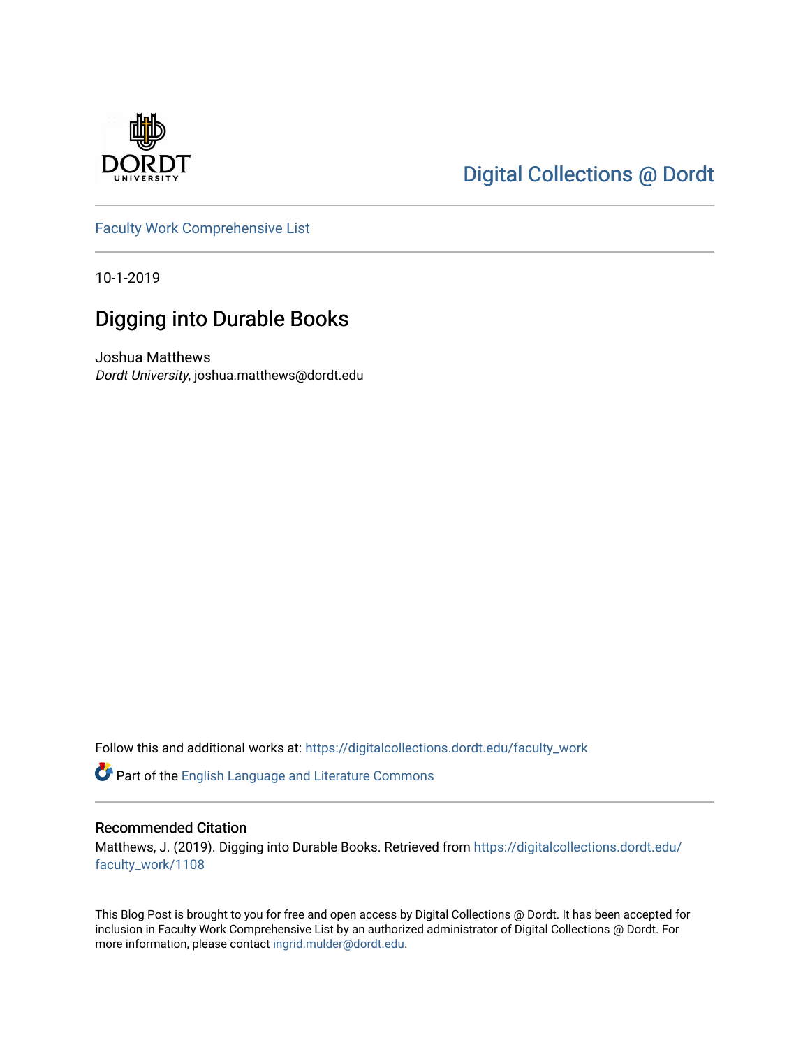Digital Collections @ Dordt

Faculty Work Comprehensive List

10-1-2019

# Digging into Durable Books

Joshua Matthews
*Dordt University*, joshua.matthews@dordt.edu

Follow this and additional works at: https://digitalcollections.dordt.edu/faculty_work

Part of the English Language and Literature Commons

## Recommended Citation

Matthews, J. (2019). Digging into Durable Books. Retrieved from https://digitalcollections.dordt.edu/faculty_work/1108

This Blog Post is brought to you for free and open access by Digital Collections @ Dordt. It has been accepted for inclusion in Faculty Work Comprehensive List by an authorized administrator of Digital Collections @ Dordt. For more information, please contact ingrid.mulder@dordt.edu.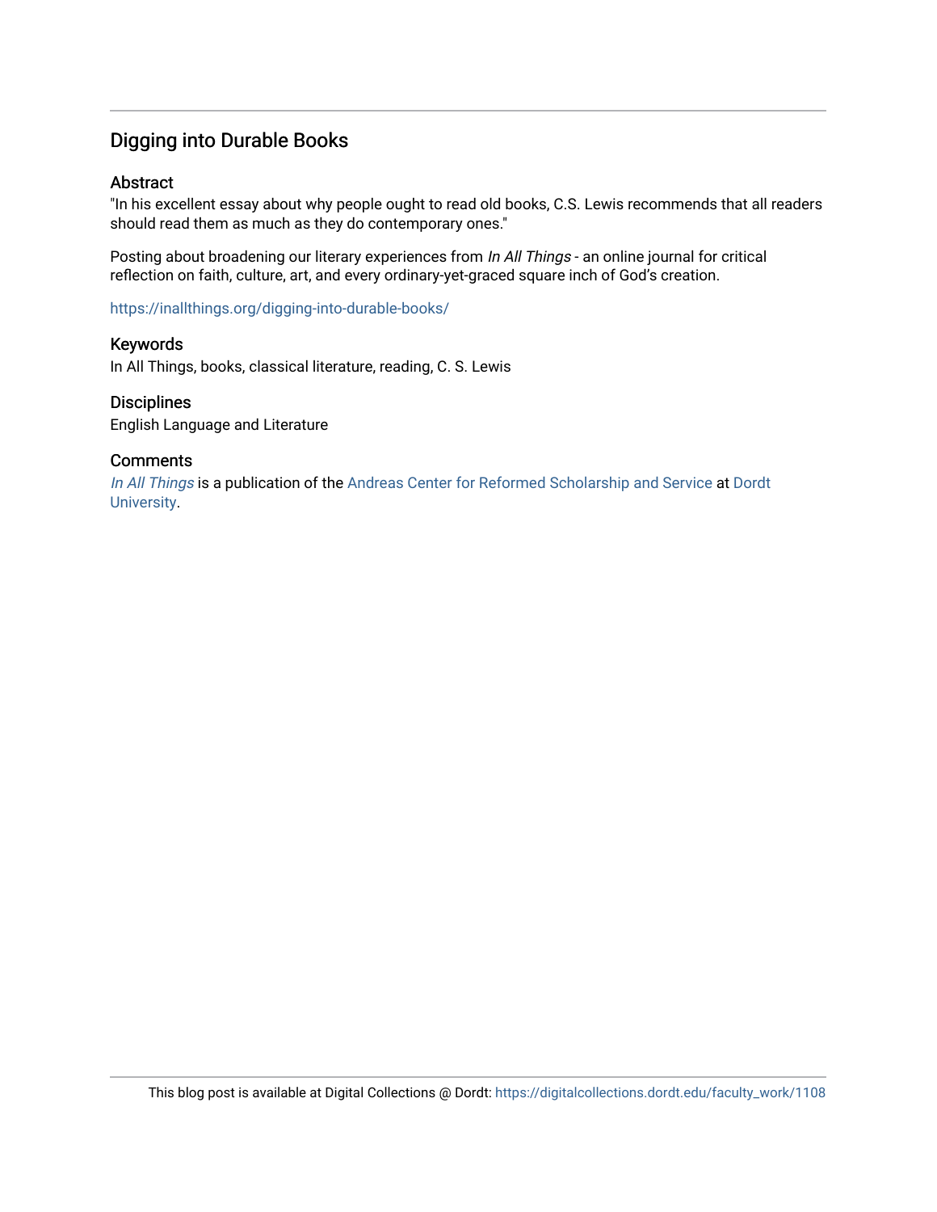## Digging into Durable Books

### Abstract

"In his excellent essay about why people ought to read old books, C.S. Lewis recommends that all readers should read them as much as they do contemporary ones."

Posting about broadening our literary experiences from *In All Things* - an online journal for critical reflection on faith, culture, art, and every ordinary-yet-graced square inch of God's creation.

https://inallthings.org/digging-into-durable-books/

### Keywords

In All Things, books, classical literature, reading, C. S. Lewis

### Disciplines

English Language and Literature

### Comments

*In All Things* is a publication of the Andreas Center for Reformed Scholarship and Service at Dordt University.

This blog post is available at Digital Collections @ Dordt: https://digitalcollections.dordt.edu/faculty_work/1108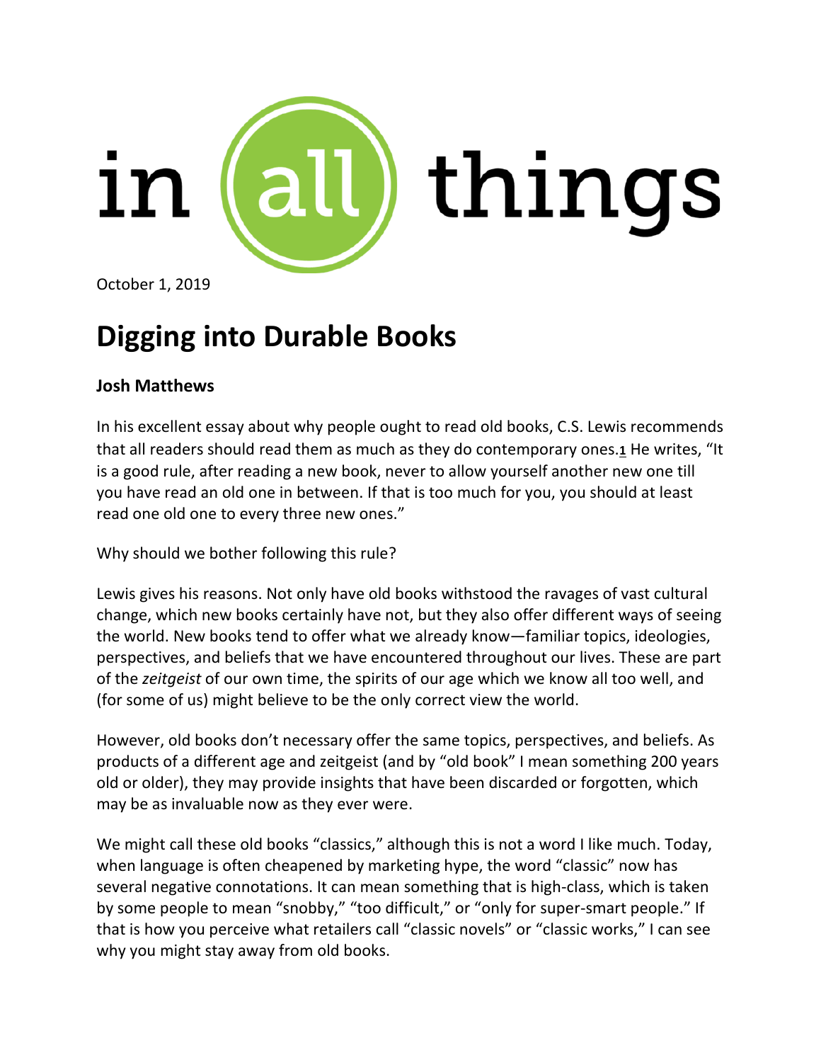October 1, 2019

# Digging into Durable Books

**Josh Matthews**

In his excellent essay about why people ought to read old books, C.S. Lewis recommends that all readers should read them as much as they do contemporary ones.[1] He writes, "It is a good rule, after reading a new book, never to allow yourself another new one till you have read an old one in between. If that is too much for you, you should at least read one old one to every three new ones."

Why should we bother following this rule?

Lewis gives his reasons. Not only have old books withstood the ravages of vast cultural change, which new books certainly have not, but they also offer different ways of seeing the world. New books tend to offer what we already know—familiar topics, ideologies, perspectives, and beliefs that we have encountered throughout our lives. These are part of the *zeitgeist* of our own time, the spirits of our age which we know all too well, and (for some of us) might believe to be the only correct view the world.

However, old books don't necessary offer the same topics, perspectives, and beliefs. As products of a different age and zeitgeist (and by "old book" I mean something 200 years old or older), they may provide insights that have been discarded or forgotten, which may be as invaluable now as they ever were.

We might call these old books "classics," although this is not a word I like much. Today, when language is often cheapened by marketing hype, the word "classic" now has several negative connotations. It can mean something that is high-class, which is taken by some people to mean "snobby," "too difficult," or "only for super-smart people." If that is how you perceive what retailers call "classic novels" or "classic works," I can see why you might stay away from old books.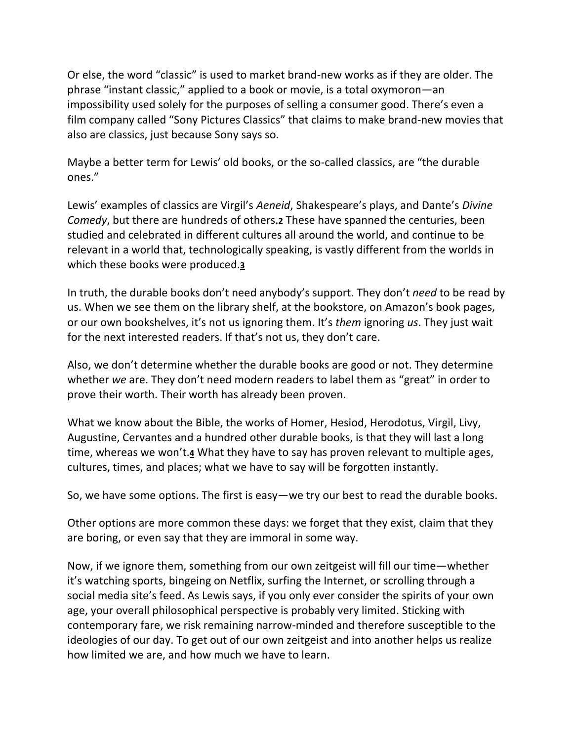Or else, the word "classic" is used to market brand-new works as if they are older. The phrase "instant classic," applied to a book or movie, is a total oxymoron—an impossibility used solely for the purposes of selling a consumer good. There's even a film company called "Sony Pictures Classics" that claims to make brand-new movies that also are classics, just because Sony says so.

Maybe a better term for Lewis' old books, or the so-called classics, are "the durable ones."

Lewis' examples of classics are Virgil's *Aeneid*, Shakespeare's plays, and Dante's *Divine Comedy*, but there are hundreds of others.[2] These have spanned the centuries, been studied and celebrated in different cultures all around the world, and continue to be relevant in a world that, technologically speaking, is vastly different from the worlds in which these books were produced.[3]

In truth, the durable books don't need anybody's support. They don't *need* to be read by us. When we see them on the library shelf, at the bookstore, on Amazon's book pages, or our own bookshelves, it's not us ignoring them. It's *them* ignoring *us*. They just wait for the next interested readers. If that's not us, they don't care.

Also, we don't determine whether the durable books are good or not. They determine whether *we* are. They don't need modern readers to label them as "great" in order to prove their worth. Their worth has already been proven.

What we know about the Bible, the works of Homer, Hesiod, Herodotus, Virgil, Livy, Augustine, Cervantes and a hundred other durable books, is that they will last a long time, whereas we won't.[4] What they have to say has proven relevant to multiple ages, cultures, times, and places; what we have to say will be forgotten instantly.

So, we have some options. The first is easy—we try our best to read the durable books.

Other options are more common these days: we forget that they exist, claim that they are boring, or even say that they are immoral in some way.

Now, if we ignore them, something from our own zeitgeist will fill our time—whether it's watching sports, bingeing on Netflix, surfing the Internet, or scrolling through a social media site's feed. As Lewis says, if you only ever consider the spirits of your own age, your overall philosophical perspective is probably very limited. Sticking with contemporary fare, we risk remaining narrow-minded and therefore susceptible to the ideologies of our day. To get out of our own zeitgeist and into another helps us realize how limited we are, and how much we have to learn.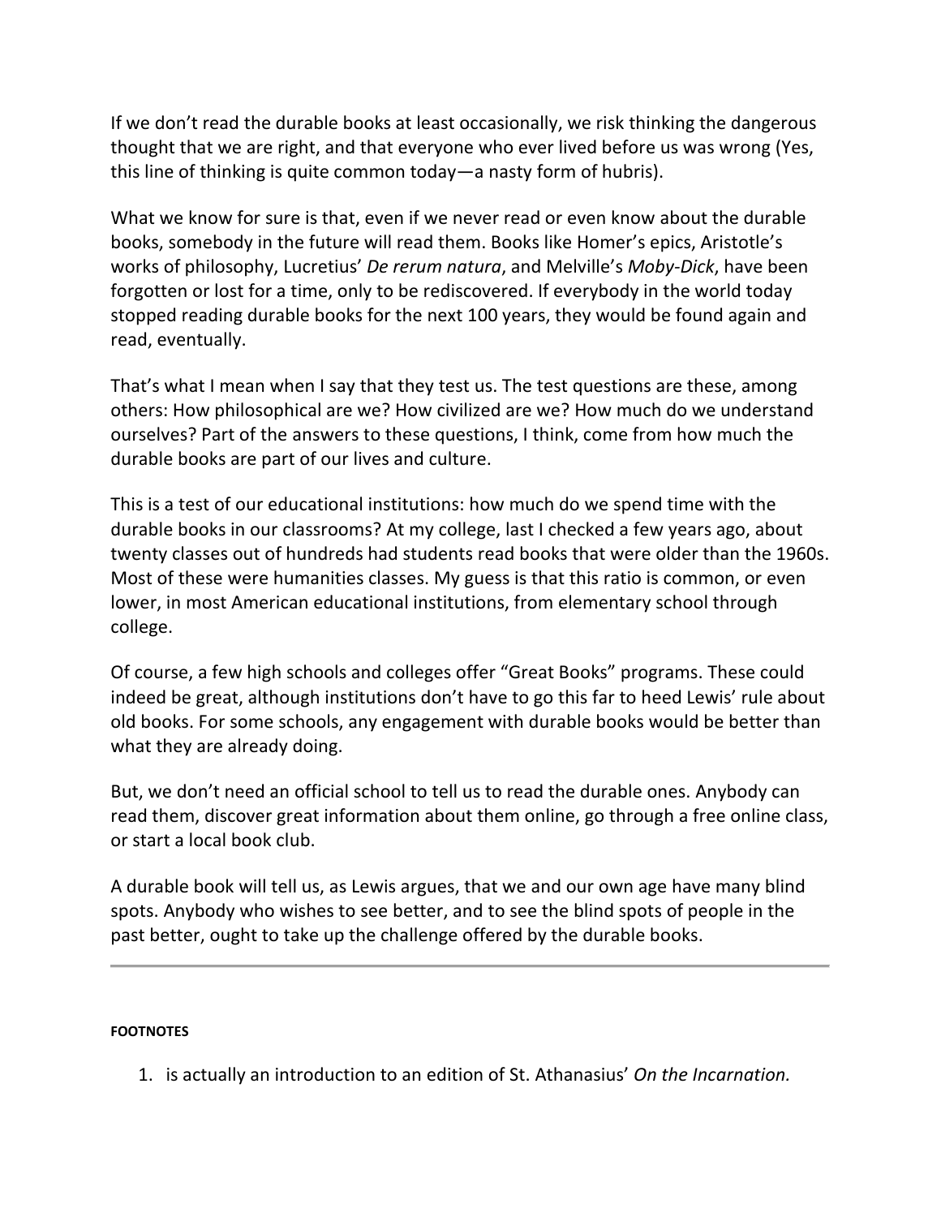If we don't read the durable books at least occasionally, we risk thinking the dangerous thought that we are right, and that everyone who ever lived before us was wrong (Yes, this line of thinking is quite common today—a nasty form of hubris).

What we know for sure is that, even if we never read or even know about the durable books, somebody in the future will read them. Books like Homer's epics, Aristotle's works of philosophy, Lucretius' *De rerum natura*, and Melville's *Moby-Dick*, have been forgotten or lost for a time, only to be rediscovered. If everybody in the world today stopped reading durable books for the next 100 years, they would be found again and read, eventually.

That's what I mean when I say that they test us. The test questions are these, among others: How philosophical are we? How civilized are we? How much do we understand ourselves? Part of the answers to these questions, I think, come from how much the durable books are part of our lives and culture.

This is a test of our educational institutions: how much do we spend time with the durable books in our classrooms? At my college, last I checked a few years ago, about twenty classes out of hundreds had students read books that were older than the 1960s. Most of these were humanities classes. My guess is that this ratio is common, or even lower, in most American educational institutions, from elementary school through college.

Of course, a few high schools and colleges offer "Great Books" programs. These could indeed be great, although institutions don't have to go this far to heed Lewis' rule about old books. For some schools, any engagement with durable books would be better than what they are already doing.

But, we don't need an official school to tell us to read the durable ones. Anybody can read them, discover great information about them online, go through a free online class, or start a local book club.

A durable book will tell us, as Lewis argues, that we and our own age have many blind spots. Anybody who wishes to see better, and to see the blind spots of people in the past better, ought to take up the challenge offered by the durable books.

---

**FOOTNOTES**

1. is actually an introduction to an edition of St. Athanasius' *On the Incarnation.*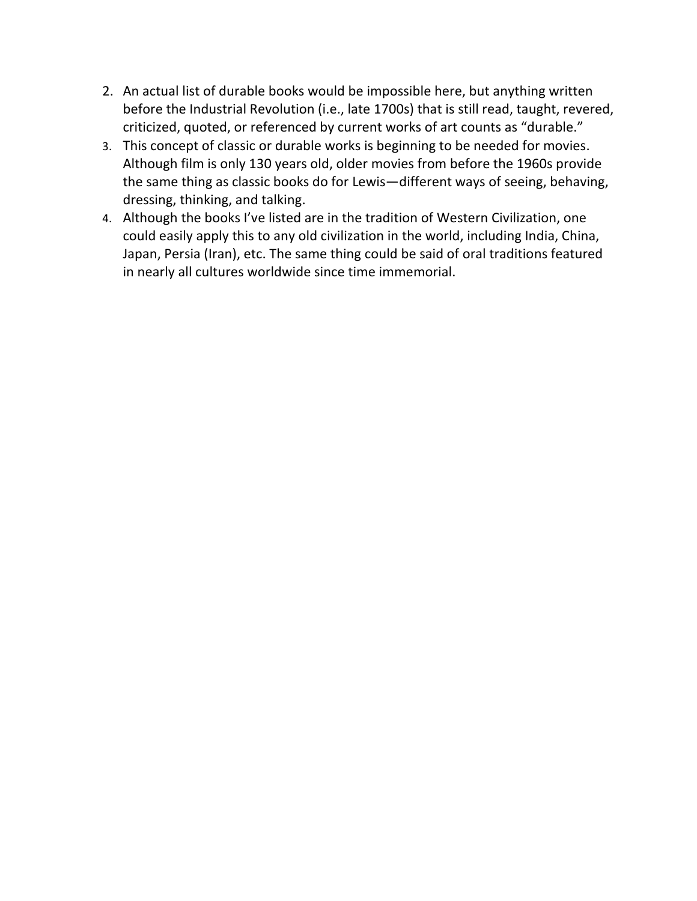2. An actual list of durable books would be impossible here, but anything written before the Industrial Revolution (i.e., late 1700s) that is still read, taught, revered, criticized, quoted, or referenced by current works of art counts as "durable."
3. This concept of classic or durable works is beginning to be needed for movies. Although film is only 130 years old, older movies from before the 1960s provide the same thing as classic books do for Lewis—different ways of seeing, behaving, dressing, thinking, and talking.
4. Although the books I've listed are in the tradition of Western Civilization, one could easily apply this to any old civilization in the world, including India, China, Japan, Persia (Iran), etc. The same thing could be said of oral traditions featured in nearly all cultures worldwide since time immemorial.